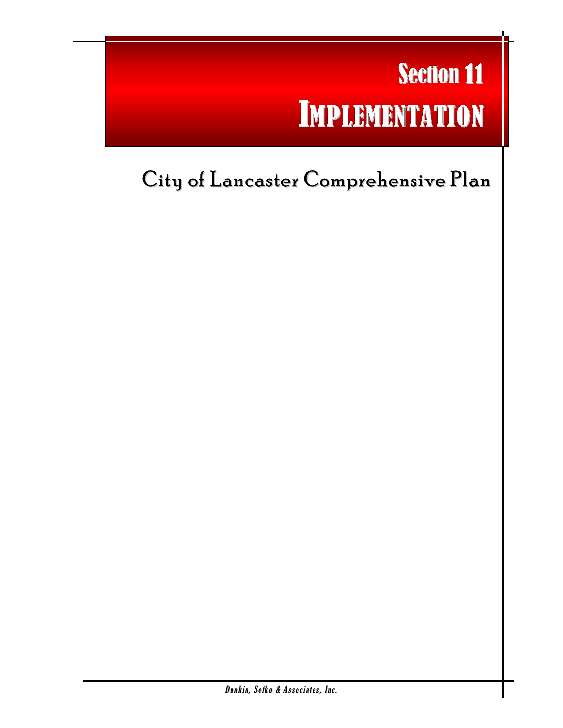# Section 11
# IMPLEMENTATION

## City of Lancaster Comprehensive Plan

*Dunkin, Sefko & Associates, Inc.*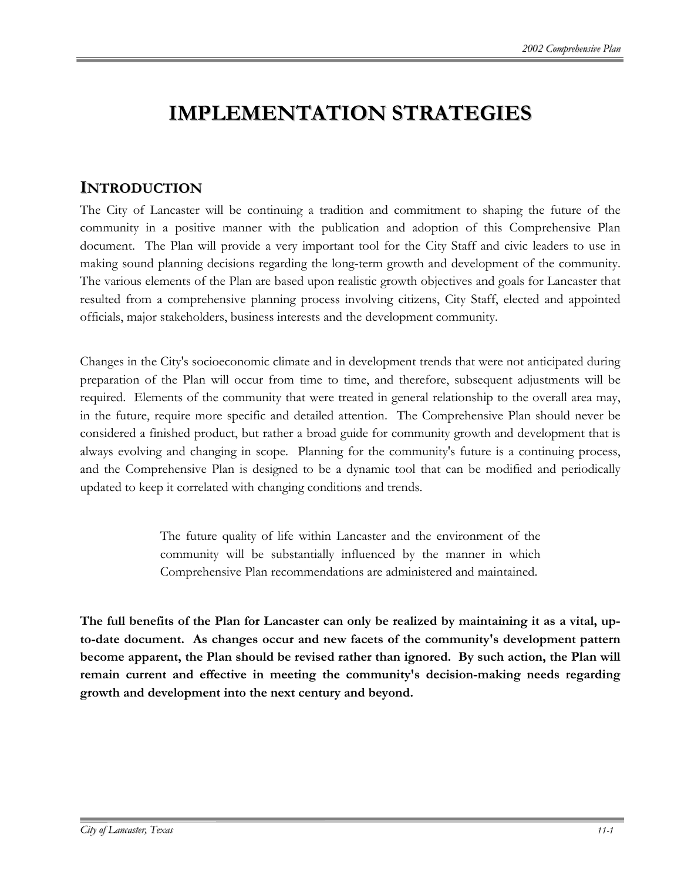# IMPLEMENTATION STRATEGIES

## INTRODUCTION

The City of Lancaster will be continuing a tradition and commitment to shaping the future of the community in a positive manner with the publication and adoption of this Comprehensive Plan document. The Plan will provide a very important tool for the City Staff and civic leaders to use in making sound planning decisions regarding the long-term growth and development of the community. The various elements of the Plan are based upon realistic growth objectives and goals for Lancaster that resulted from a comprehensive planning process involving citizens, City Staff, elected and appointed officials, major stakeholders, business interests and the development community.

Changes in the City's socioeconomic climate and in development trends that were not anticipated during preparation of the Plan will occur from time to time, and therefore, subsequent adjustments will be required. Elements of the community that were treated in general relationship to the overall area may, in the future, require more specific and detailed attention. The Comprehensive Plan should never be considered a finished product, but rather a broad guide for community growth and development that is always evolving and changing in scope. Planning for the community's future is a continuing process, and the Comprehensive Plan is designed to be a dynamic tool that can be modified and periodically updated to keep it correlated with changing conditions and trends.

> The future quality of life within Lancaster and the environment of the community will be substantially influenced by the manner in which Comprehensive Plan recommendations are administered and maintained.

**The full benefits of the Plan for Lancaster can only be realized by maintaining it as a vital, up-to-date document. As changes occur and new facets of the community's development pattern become apparent, the Plan should be revised rather than ignored. By such action, the Plan will remain current and effective in meeting the community's decision-making needs regarding growth and development into the next century and beyond.**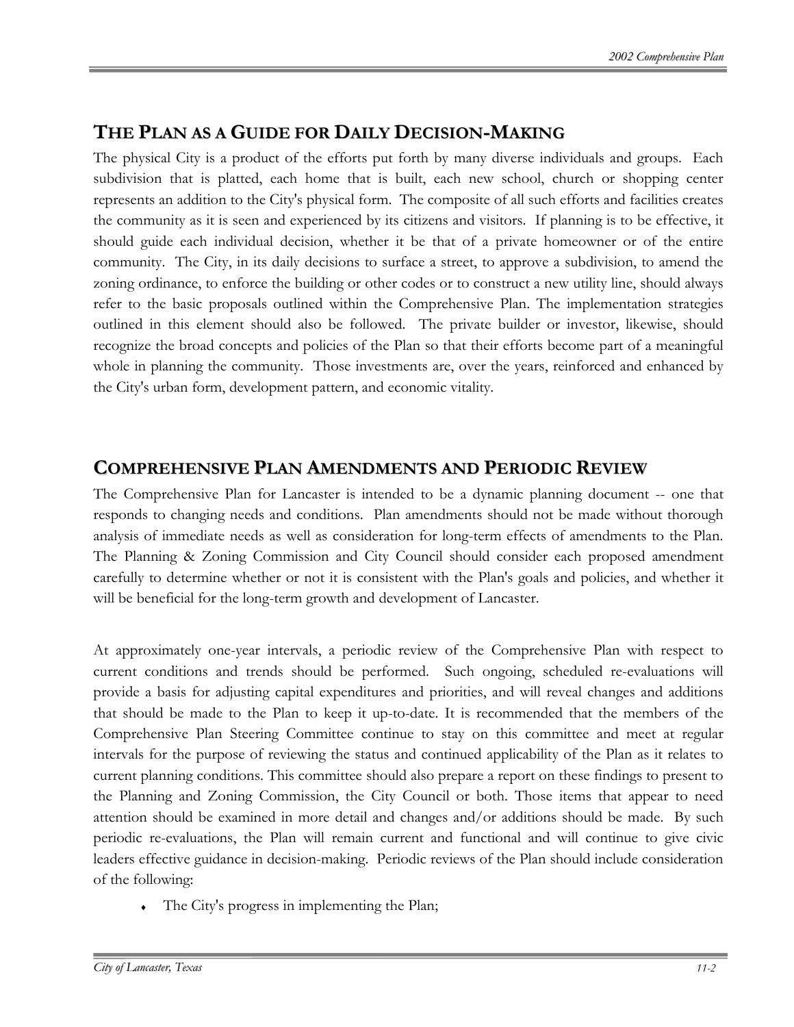## THE PLAN AS A GUIDE FOR DAILY DECISION-MAKING

The physical City is a product of the efforts put forth by many diverse individuals and groups. Each subdivision that is platted, each home that is built, each new school, church or shopping center represents an addition to the City's physical form. The composite of all such efforts and facilities creates the community as it is seen and experienced by its citizens and visitors. If planning is to be effective, it should guide each individual decision, whether it be that of a private homeowner or of the entire community. The City, in its daily decisions to surface a street, to approve a subdivision, to amend the zoning ordinance, to enforce the building or other codes or to construct a new utility line, should always refer to the basic proposals outlined within the Comprehensive Plan. The implementation strategies outlined in this element should also be followed. The private builder or investor, likewise, should recognize the broad concepts and policies of the Plan so that their efforts become part of a meaningful whole in planning the community. Those investments are, over the years, reinforced and enhanced by the City's urban form, development pattern, and economic vitality.

## COMPREHENSIVE PLAN AMENDMENTS AND PERIODIC REVIEW

The Comprehensive Plan for Lancaster is intended to be a dynamic planning document -- one that responds to changing needs and conditions. Plan amendments should not be made without thorough analysis of immediate needs as well as consideration for long-term effects of amendments to the Plan. The Planning & Zoning Commission and City Council should consider each proposed amendment carefully to determine whether or not it is consistent with the Plan's goals and policies, and whether it will be beneficial for the long-term growth and development of Lancaster.

At approximately one-year intervals, a periodic review of the Comprehensive Plan with respect to current conditions and trends should be performed. Such ongoing, scheduled re-evaluations will provide a basis for adjusting capital expenditures and priorities, and will reveal changes and additions that should be made to the Plan to keep it up-to-date. It is recommended that the members of the Comprehensive Plan Steering Committee continue to stay on this committee and meet at regular intervals for the purpose of reviewing the status and continued applicability of the Plan as it relates to current planning conditions. This committee should also prepare a report on these findings to present to the Planning and Zoning Commission, the City Council or both. Those items that appear to need attention should be examined in more detail and changes and/or additions should be made. By such periodic re-evaluations, the Plan will remain current and functional and will continue to give civic leaders effective guidance in decision-making. Periodic reviews of the Plan should include consideration of the following:

- The City's progress in implementing the Plan;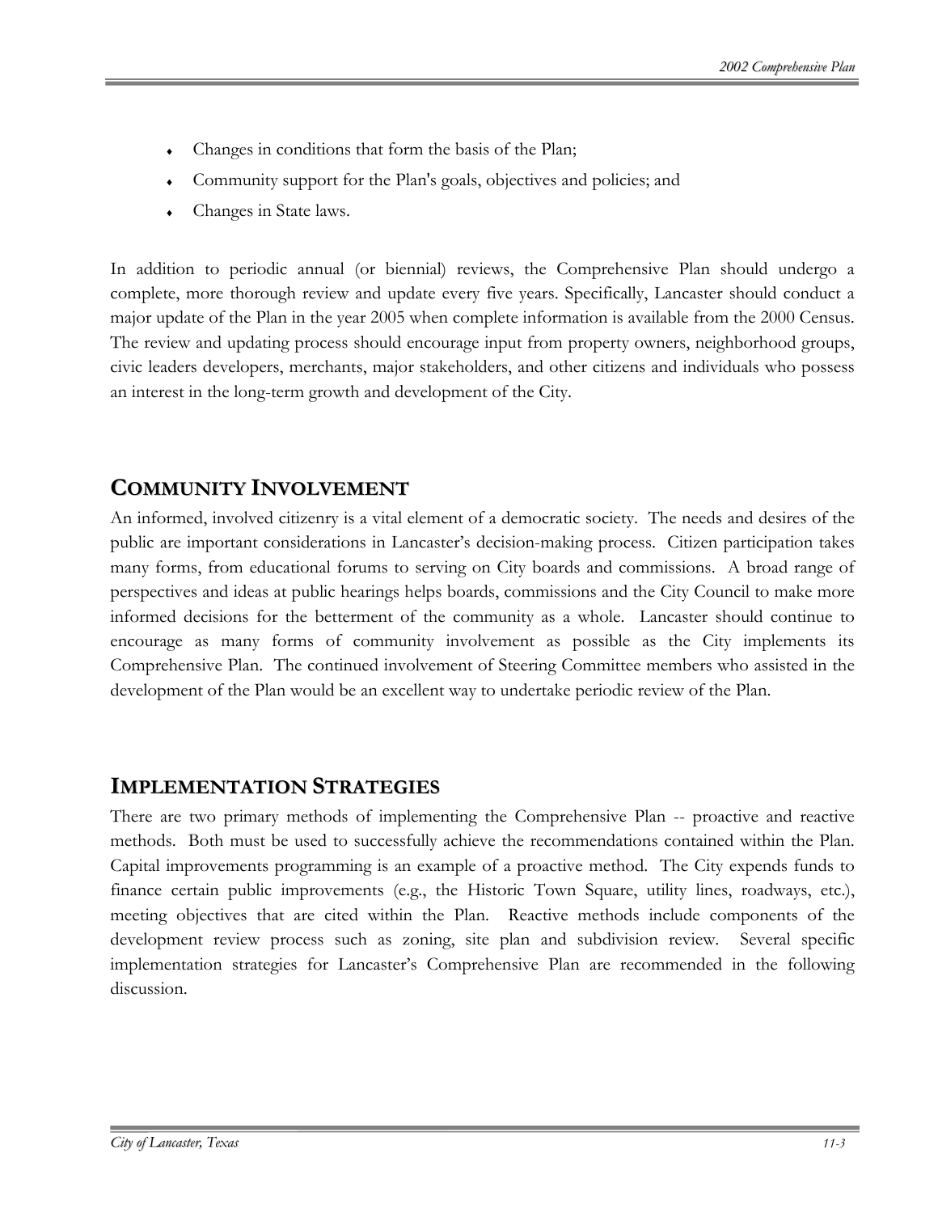- Changes in conditions that form the basis of the Plan;
- Community support for the Plan's goals, objectives and policies; and
- Changes in State laws.

In addition to periodic annual (or biennial) reviews, the Comprehensive Plan should undergo a complete, more thorough review and update every five years. Specifically, Lancaster should conduct a major update of the Plan in the year 2005 when complete information is available from the 2000 Census. The review and updating process should encourage input from property owners, neighborhood groups, civic leaders developers, merchants, major stakeholders, and other citizens and individuals who possess an interest in the long-term growth and development of the City.

## COMMUNITY INVOLVEMENT

An informed, involved citizenry is a vital element of a democratic society. The needs and desires of the public are important considerations in Lancaster's decision-making process. Citizen participation takes many forms, from educational forums to serving on City boards and commissions. A broad range of perspectives and ideas at public hearings helps boards, commissions and the City Council to make more informed decisions for the betterment of the community as a whole. Lancaster should continue to encourage as many forms of community involvement as possible as the City implements its Comprehensive Plan. The continued involvement of Steering Committee members who assisted in the development of the Plan would be an excellent way to undertake periodic review of the Plan.

## IMPLEMENTATION STRATEGIES

There are two primary methods of implementing the Comprehensive Plan -- proactive and reactive methods. Both must be used to successfully achieve the recommendations contained within the Plan. Capital improvements programming is an example of a proactive method. The City expends funds to finance certain public improvements (e.g., the Historic Town Square, utility lines, roadways, etc.), meeting objectives that are cited within the Plan. Reactive methods include components of the development review process such as zoning, site plan and subdivision review. Several specific implementation strategies for Lancaster's Comprehensive Plan are recommended in the following discussion.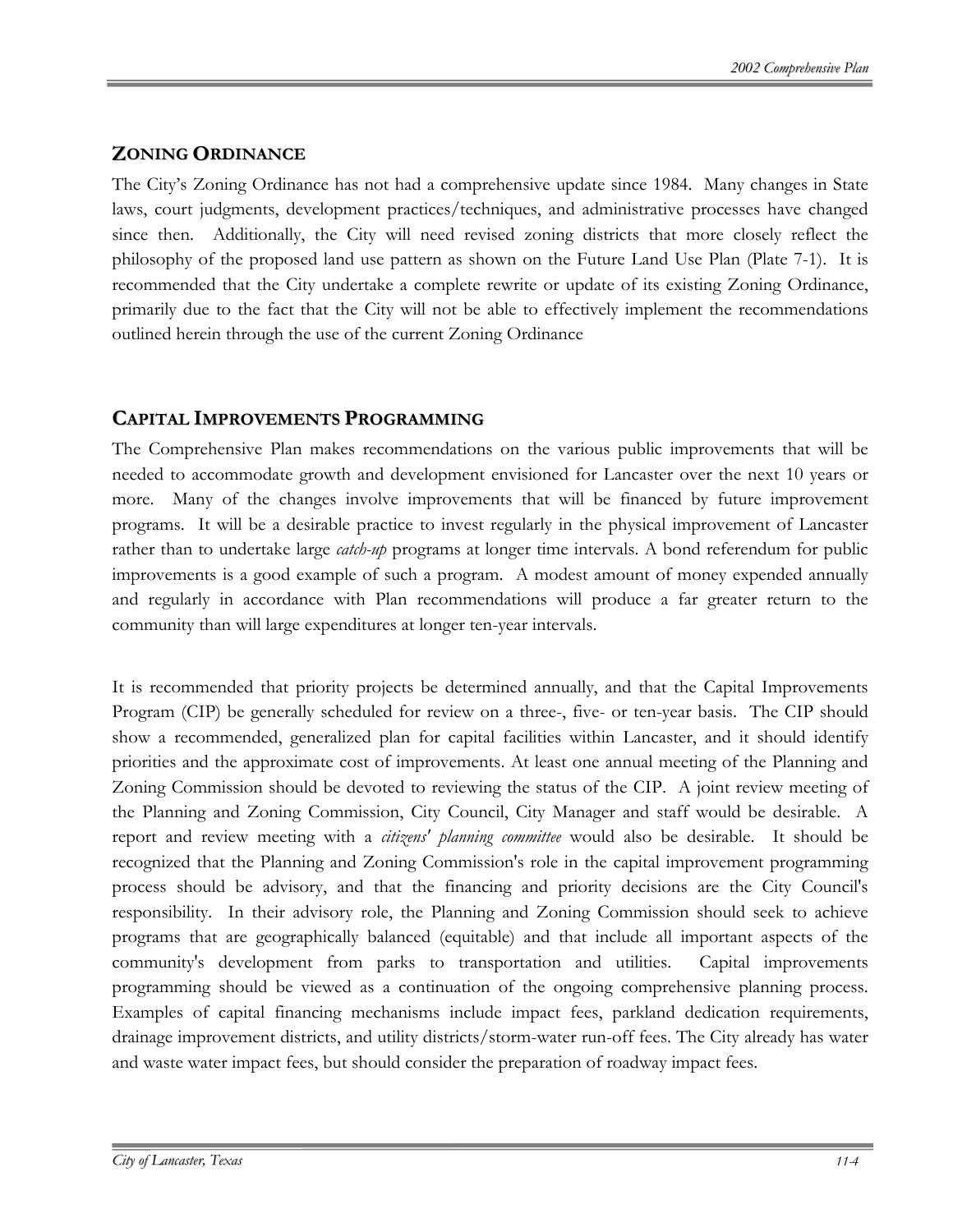## ZONING ORDINANCE

The City's Zoning Ordinance has not had a comprehensive update since 1984. Many changes in State laws, court judgments, development practices/techniques, and administrative processes have changed since then. Additionally, the City will need revised zoning districts that more closely reflect the philosophy of the proposed land use pattern as shown on the Future Land Use Plan (Plate 7-1). It is recommended that the City undertake a complete rewrite or update of its existing Zoning Ordinance, primarily due to the fact that the City will not be able to effectively implement the recommendations outlined herein through the use of the current Zoning Ordinance

## CAPITAL IMPROVEMENTS PROGRAMMING

The Comprehensive Plan makes recommendations on the various public improvements that will be needed to accommodate growth and development envisioned for Lancaster over the next 10 years or more. Many of the changes involve improvements that will be financed by future improvement programs. It will be a desirable practice to invest regularly in the physical improvement of Lancaster rather than to undertake large *catch-up* programs at longer time intervals. A bond referendum for public improvements is a good example of such a program. A modest amount of money expended annually and regularly in accordance with Plan recommendations will produce a far greater return to the community than will large expenditures at longer ten-year intervals.

It is recommended that priority projects be determined annually, and that the Capital Improvements Program (CIP) be generally scheduled for review on a three-, five- or ten-year basis. The CIP should show a recommended, generalized plan for capital facilities within Lancaster, and it should identify priorities and the approximate cost of improvements. At least one annual meeting of the Planning and Zoning Commission should be devoted to reviewing the status of the CIP. A joint review meeting of the Planning and Zoning Commission, City Council, City Manager and staff would be desirable. A report and review meeting with a *citizens' planning committee* would also be desirable. It should be recognized that the Planning and Zoning Commission's role in the capital improvement programming process should be advisory, and that the financing and priority decisions are the City Council's responsibility. In their advisory role, the Planning and Zoning Commission should seek to achieve programs that are geographically balanced (equitable) and that include all important aspects of the community's development from parks to transportation and utilities. Capital improvements programming should be viewed as a continuation of the ongoing comprehensive planning process. Examples of capital financing mechanisms include impact fees, parkland dedication requirements, drainage improvement districts, and utility districts/storm-water run-off fees. The City already has water and waste water impact fees, but should consider the preparation of roadway impact fees.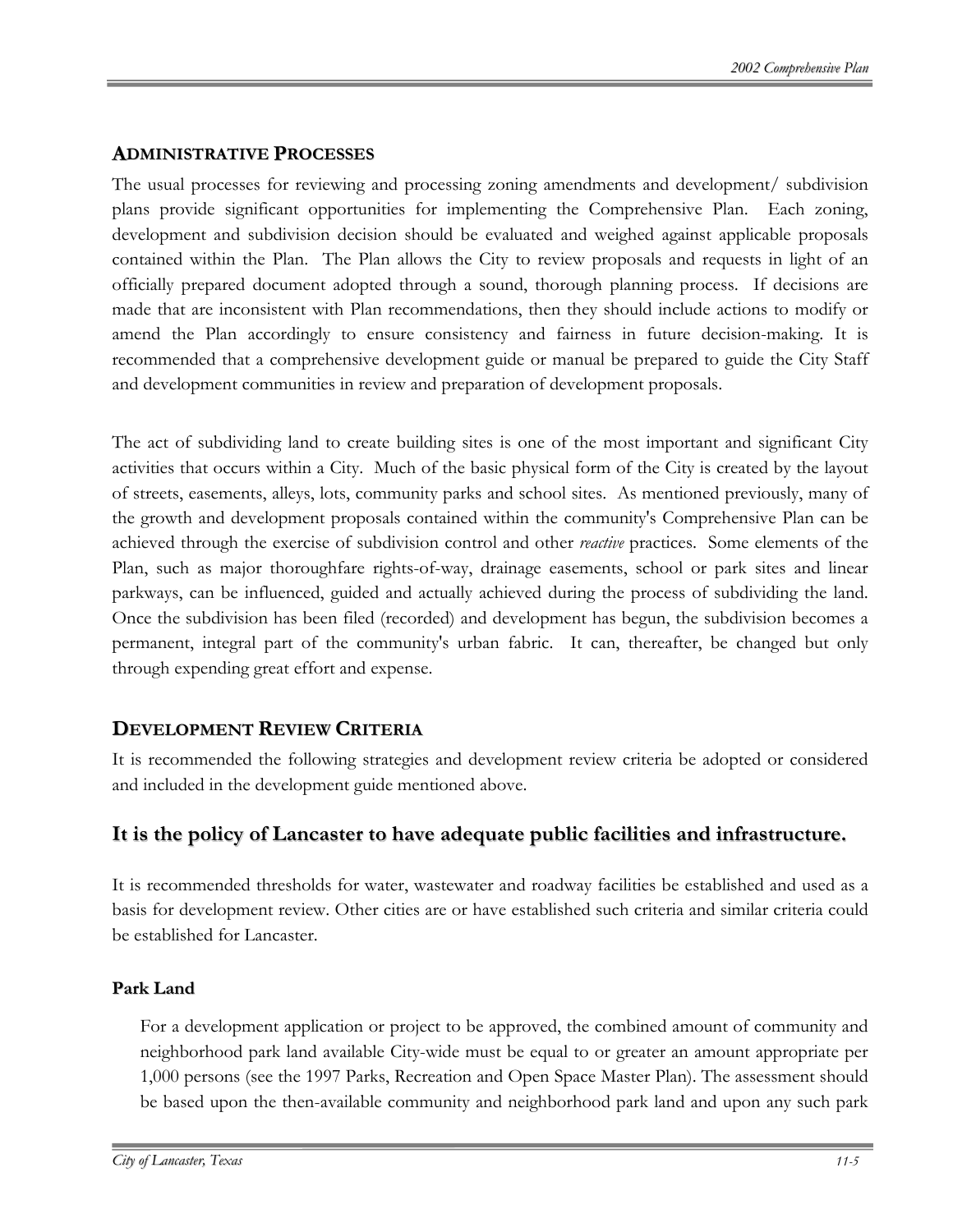## ADMINISTRATIVE PROCESSES

The usual processes for reviewing and processing zoning amendments and development/ subdivision plans provide significant opportunities for implementing the Comprehensive Plan. Each zoning, development and subdivision decision should be evaluated and weighed against applicable proposals contained within the Plan. The Plan allows the City to review proposals and requests in light of an officially prepared document adopted through a sound, thorough planning process. If decisions are made that are inconsistent with Plan recommendations, then they should include actions to modify or amend the Plan accordingly to ensure consistency and fairness in future decision-making. It is recommended that a comprehensive development guide or manual be prepared to guide the City Staff and development communities in review and preparation of development proposals.

The act of subdividing land to create building sites is one of the most important and significant City activities that occurs within a City. Much of the basic physical form of the City is created by the layout of streets, easements, alleys, lots, community parks and school sites. As mentioned previously, many of the growth and development proposals contained within the community's Comprehensive Plan can be achieved through the exercise of subdivision control and other *reactive* practices. Some elements of the Plan, such as major thoroughfare rights-of-way, drainage easements, school or park sites and linear parkways, can be influenced, guided and actually achieved during the process of subdividing the land. Once the subdivision has been filed (recorded) and development has begun, the subdivision becomes a permanent, integral part of the community's urban fabric. It can, thereafter, be changed but only through expending great effort and expense.

## DEVELOPMENT REVIEW CRITERIA

It is recommended the following strategies and development review criteria be adopted or considered and included in the development guide mentioned above.

## It is the policy of Lancaster to have adequate public facilities and infrastructure.

It is recommended thresholds for water, wastewater and roadway facilities be established and used as a basis for development review. Other cities are or have established such criteria and similar criteria could be established for Lancaster.

### Park Land

For a development application or project to be approved, the combined amount of community and neighborhood park land available City-wide must be equal to or greater an amount appropriate per 1,000 persons (see the 1997 Parks, Recreation and Open Space Master Plan). The assessment should be based upon the then-available community and neighborhood park land and upon any such park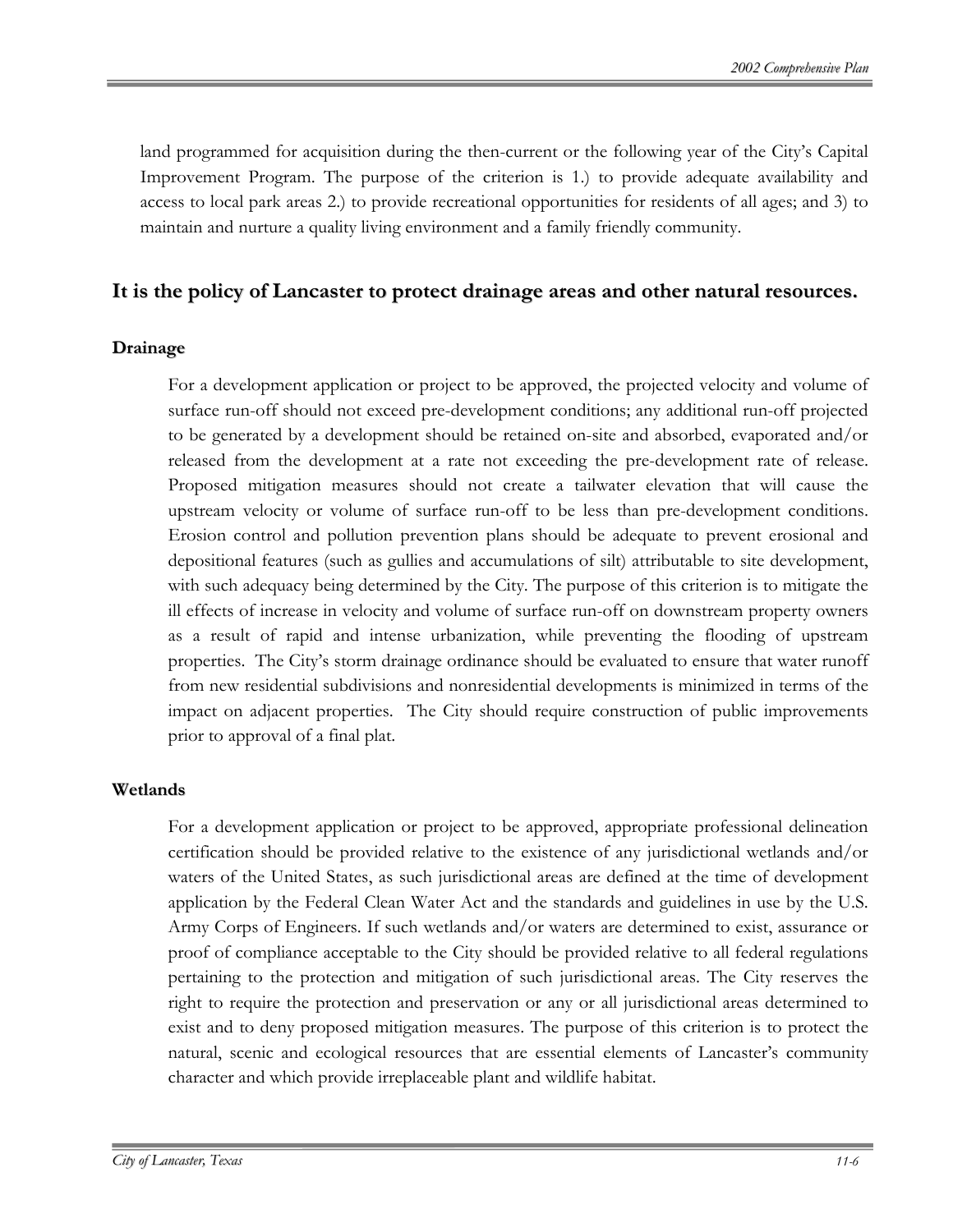land programmed for acquisition during the then-current or the following year of the City's Capital Improvement Program. The purpose of the criterion is 1.) to provide adequate availability and access to local park areas 2.) to provide recreational opportunities for residents of all ages; and 3) to maintain and nurture a quality living environment and a family friendly community.

## It is the policy of Lancaster to protect drainage areas and other natural resources.

### Drainage

For a development application or project to be approved, the projected velocity and volume of surface run-off should not exceed pre-development conditions; any additional run-off projected to be generated by a development should be retained on-site and absorbed, evaporated and/or released from the development at a rate not exceeding the pre-development rate of release. Proposed mitigation measures should not create a tailwater elevation that will cause the upstream velocity or volume of surface run-off to be less than pre-development conditions. Erosion control and pollution prevention plans should be adequate to prevent erosional and depositional features (such as gullies and accumulations of silt) attributable to site development, with such adequacy being determined by the City. The purpose of this criterion is to mitigate the ill effects of increase in velocity and volume of surface run-off on downstream property owners as a result of rapid and intense urbanization, while preventing the flooding of upstream properties. The City's storm drainage ordinance should be evaluated to ensure that water runoff from new residential subdivisions and nonresidential developments is minimized in terms of the impact on adjacent properties. The City should require construction of public improvements prior to approval of a final plat.

### Wetlands

For a development application or project to be approved, appropriate professional delineation certification should be provided relative to the existence of any jurisdictional wetlands and/or waters of the United States, as such jurisdictional areas are defined at the time of development application by the Federal Clean Water Act and the standards and guidelines in use by the U.S. Army Corps of Engineers. If such wetlands and/or waters are determined to exist, assurance or proof of compliance acceptable to the City should be provided relative to all federal regulations pertaining to the protection and mitigation of such jurisdictional areas. The City reserves the right to require the protection and preservation or any or all jurisdictional areas determined to exist and to deny proposed mitigation measures. The purpose of this criterion is to protect the natural, scenic and ecological resources that are essential elements of Lancaster's community character and which provide irreplaceable plant and wildlife habitat.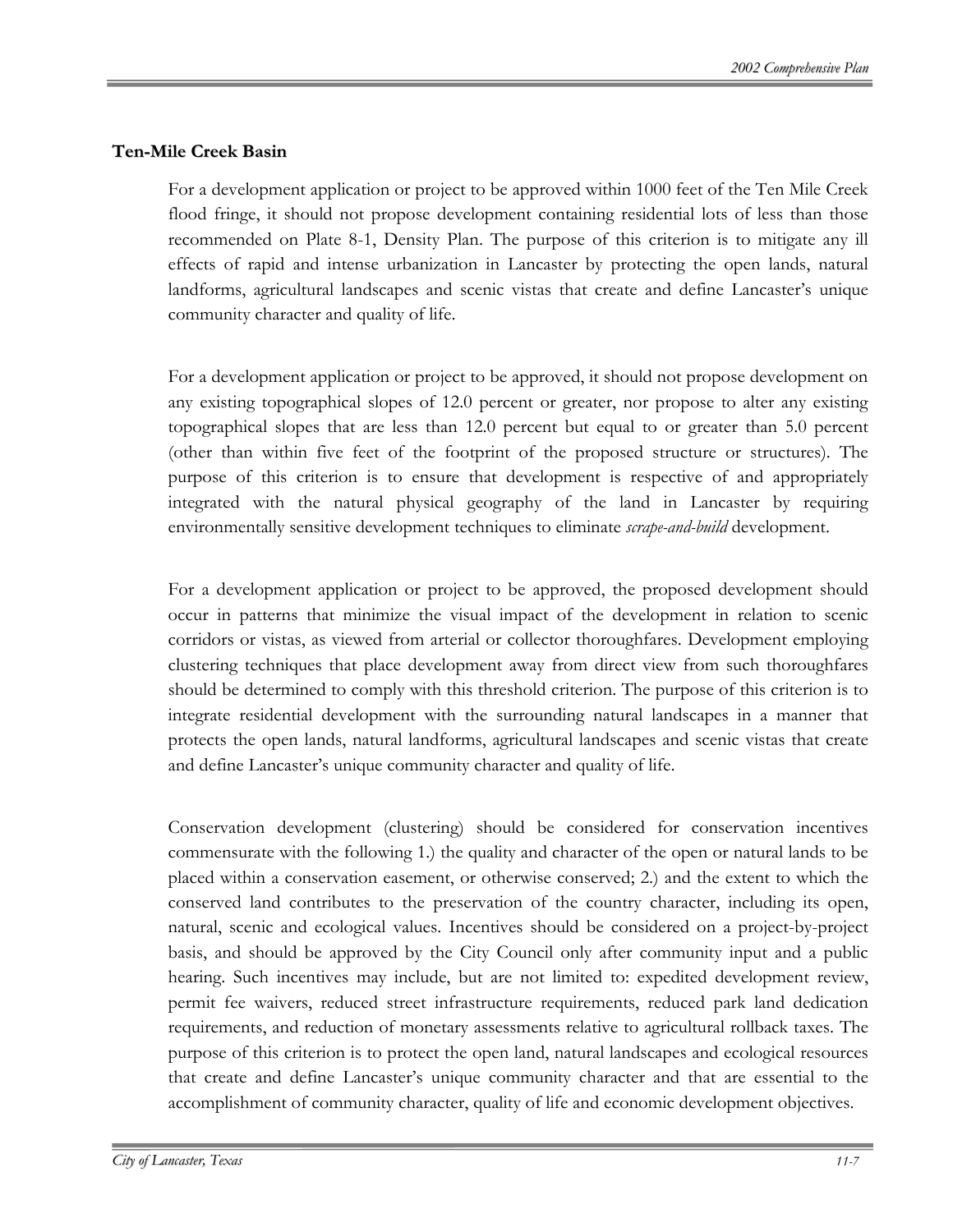### Ten-Mile Creek Basin

For a development application or project to be approved within 1000 feet of the Ten Mile Creek flood fringe, it should not propose development containing residential lots of less than those recommended on Plate 8-1, Density Plan. The purpose of this criterion is to mitigate any ill effects of rapid and intense urbanization in Lancaster by protecting the open lands, natural landforms, agricultural landscapes and scenic vistas that create and define Lancaster's unique community character and quality of life.

For a development application or project to be approved, it should not propose development on any existing topographical slopes of 12.0 percent or greater, nor propose to alter any existing topographical slopes that are less than 12.0 percent but equal to or greater than 5.0 percent (other than within five feet of the footprint of the proposed structure or structures). The purpose of this criterion is to ensure that development is respective of and appropriately integrated with the natural physical geography of the land in Lancaster by requiring environmentally sensitive development techniques to eliminate *scrape-and-build* development.

For a development application or project to be approved, the proposed development should occur in patterns that minimize the visual impact of the development in relation to scenic corridors or vistas, as viewed from arterial or collector thoroughfares. Development employing clustering techniques that place development away from direct view from such thoroughfares should be determined to comply with this threshold criterion. The purpose of this criterion is to integrate residential development with the surrounding natural landscapes in a manner that protects the open lands, natural landforms, agricultural landscapes and scenic vistas that create and define Lancaster's unique community character and quality of life.

Conservation development (clustering) should be considered for conservation incentives commensurate with the following 1.) the quality and character of the open or natural lands to be placed within a conservation easement, or otherwise conserved; 2.) and the extent to which the conserved land contributes to the preservation of the country character, including its open, natural, scenic and ecological values. Incentives should be considered on a project-by-project basis, and should be approved by the City Council only after community input and a public hearing. Such incentives may include, but are not limited to: expedited development review, permit fee waivers, reduced street infrastructure requirements, reduced park land dedication requirements, and reduction of monetary assessments relative to agricultural rollback taxes. The purpose of this criterion is to protect the open land, natural landscapes and ecological resources that create and define Lancaster's unique community character and that are essential to the accomplishment of community character, quality of life and economic development objectives.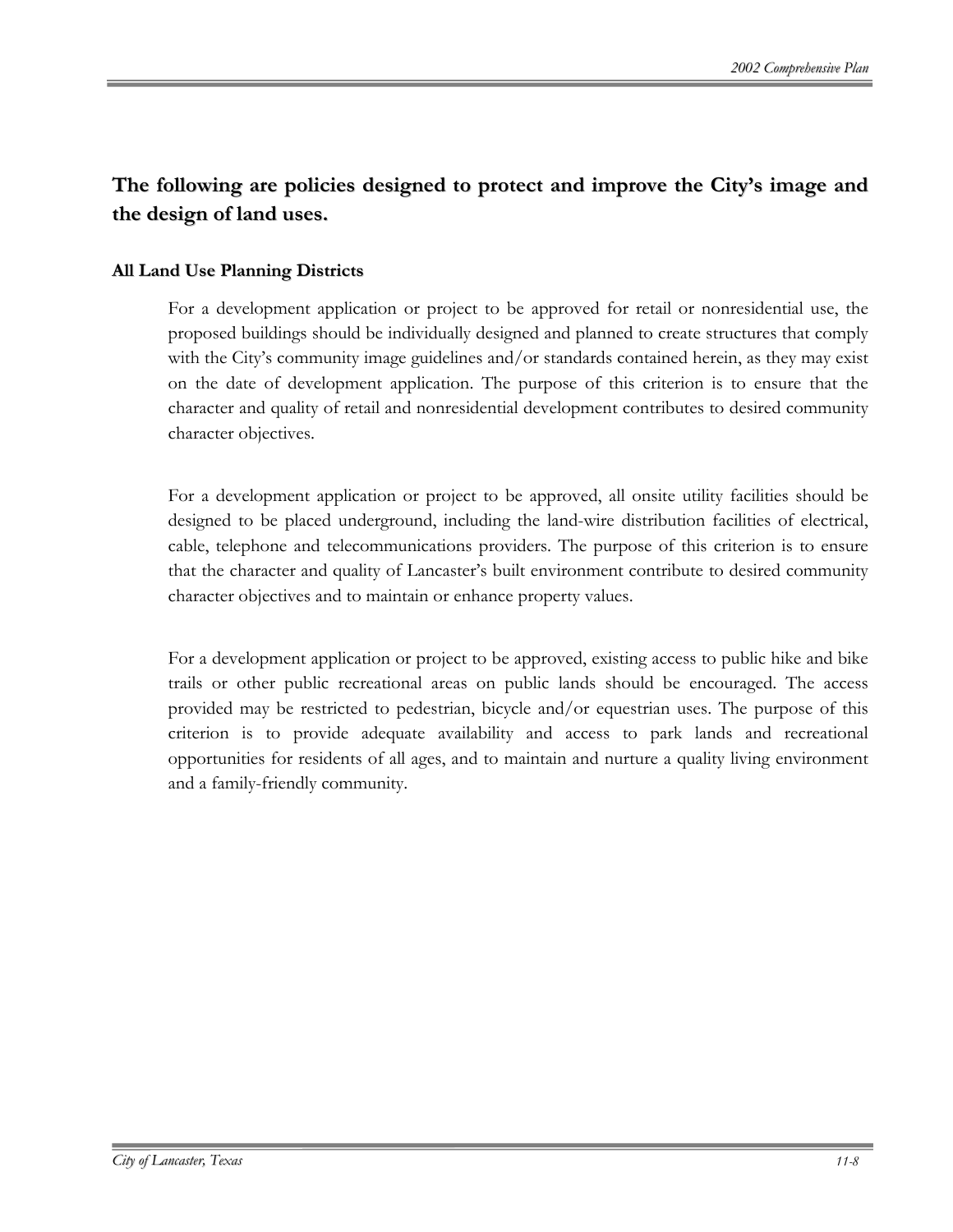## The following are policies designed to protect and improve the City's image and the design of land uses.

### All Land Use Planning Districts

For a development application or project to be approved for retail or nonresidential use, the proposed buildings should be individually designed and planned to create structures that comply with the City's community image guidelines and/or standards contained herein, as they may exist on the date of development application. The purpose of this criterion is to ensure that the character and quality of retail and nonresidential development contributes to desired community character objectives.

For a development application or project to be approved, all onsite utility facilities should be designed to be placed underground, including the land-wire distribution facilities of electrical, cable, telephone and telecommunications providers. The purpose of this criterion is to ensure that the character and quality of Lancaster's built environment contribute to desired community character objectives and to maintain or enhance property values.

For a development application or project to be approved, existing access to public hike and bike trails or other public recreational areas on public lands should be encouraged. The access provided may be restricted to pedestrian, bicycle and/or equestrian uses. The purpose of this criterion is to provide adequate availability and access to park lands and recreational opportunities for residents of all ages, and to maintain and nurture a quality living environment and a family-friendly community.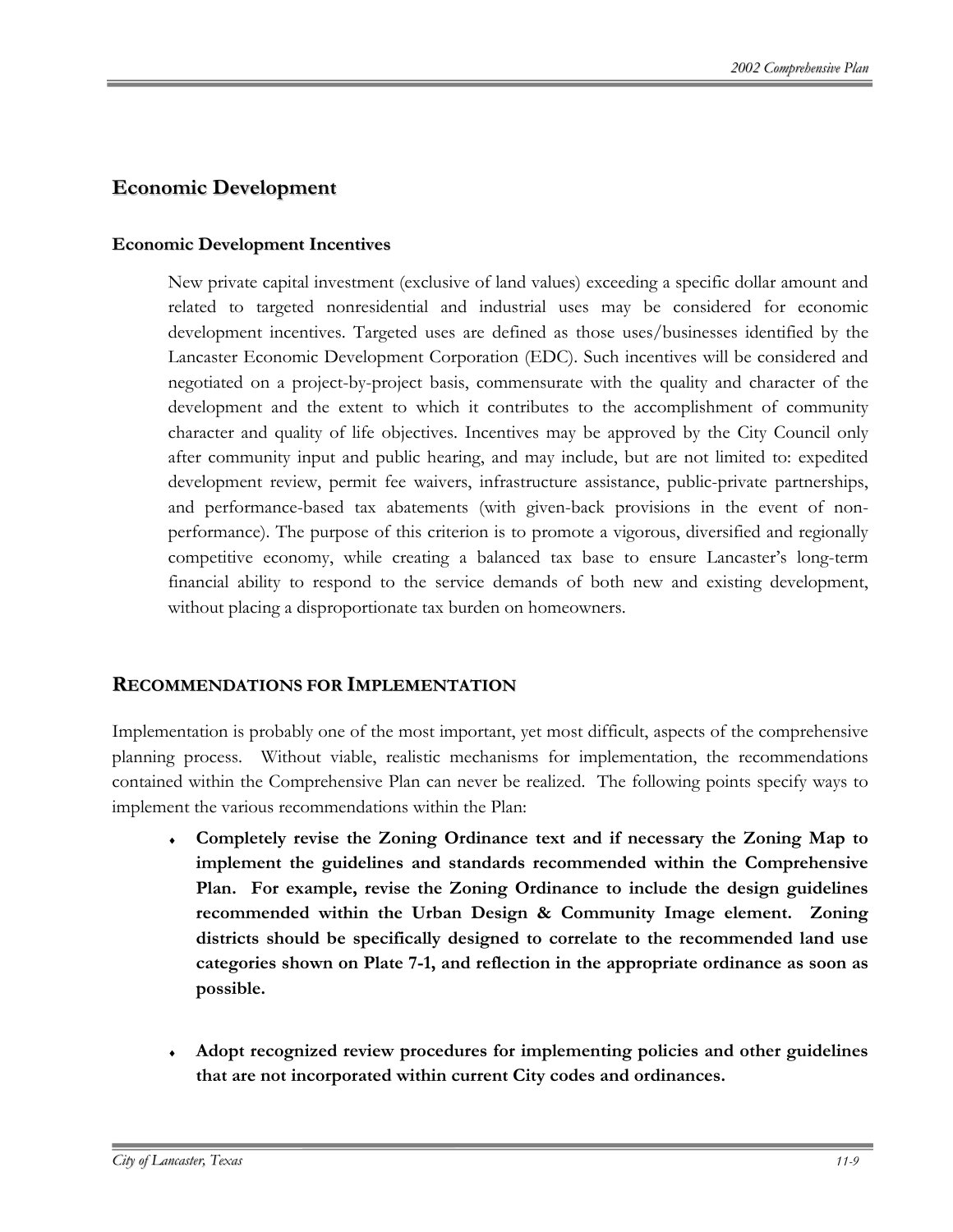## Economic Development

### Economic Development Incentives

New private capital investment (exclusive of land values) exceeding a specific dollar amount and related to targeted nonresidential and industrial uses may be considered for economic development incentives. Targeted uses are defined as those uses/businesses identified by the Lancaster Economic Development Corporation (EDC). Such incentives will be considered and negotiated on a project-by-project basis, commensurate with the quality and character of the development and the extent to which it contributes to the accomplishment of community character and quality of life objectives. Incentives may be approved by the City Council only after community input and public hearing, and may include, but are not limited to: expedited development review, permit fee waivers, infrastructure assistance, public-private partnerships, and performance-based tax abatements (with given-back provisions in the event of non-performance). The purpose of this criterion is to promote a vigorous, diversified and regionally competitive economy, while creating a balanced tax base to ensure Lancaster's long-term financial ability to respond to the service demands of both new and existing development, without placing a disproportionate tax burden on homeowners.

## RECOMMENDATIONS FOR IMPLEMENTATION

Implementation is probably one of the most important, yet most difficult, aspects of the comprehensive planning process. Without viable, realistic mechanisms for implementation, the recommendations contained within the Comprehensive Plan can never be realized. The following points specify ways to implement the various recommendations within the Plan:

- **Completely revise the Zoning Ordinance text and if necessary the Zoning Map to implement the guidelines and standards recommended within the Comprehensive Plan. For example, revise the Zoning Ordinance to include the design guidelines recommended within the Urban Design & Community Image element. Zoning districts should be specifically designed to correlate to the recommended land use categories shown on Plate 7-1, and reflection in the appropriate ordinance as soon as possible.**

- **Adopt recognized review procedures for implementing policies and other guidelines that are not incorporated within current City codes and ordinances.**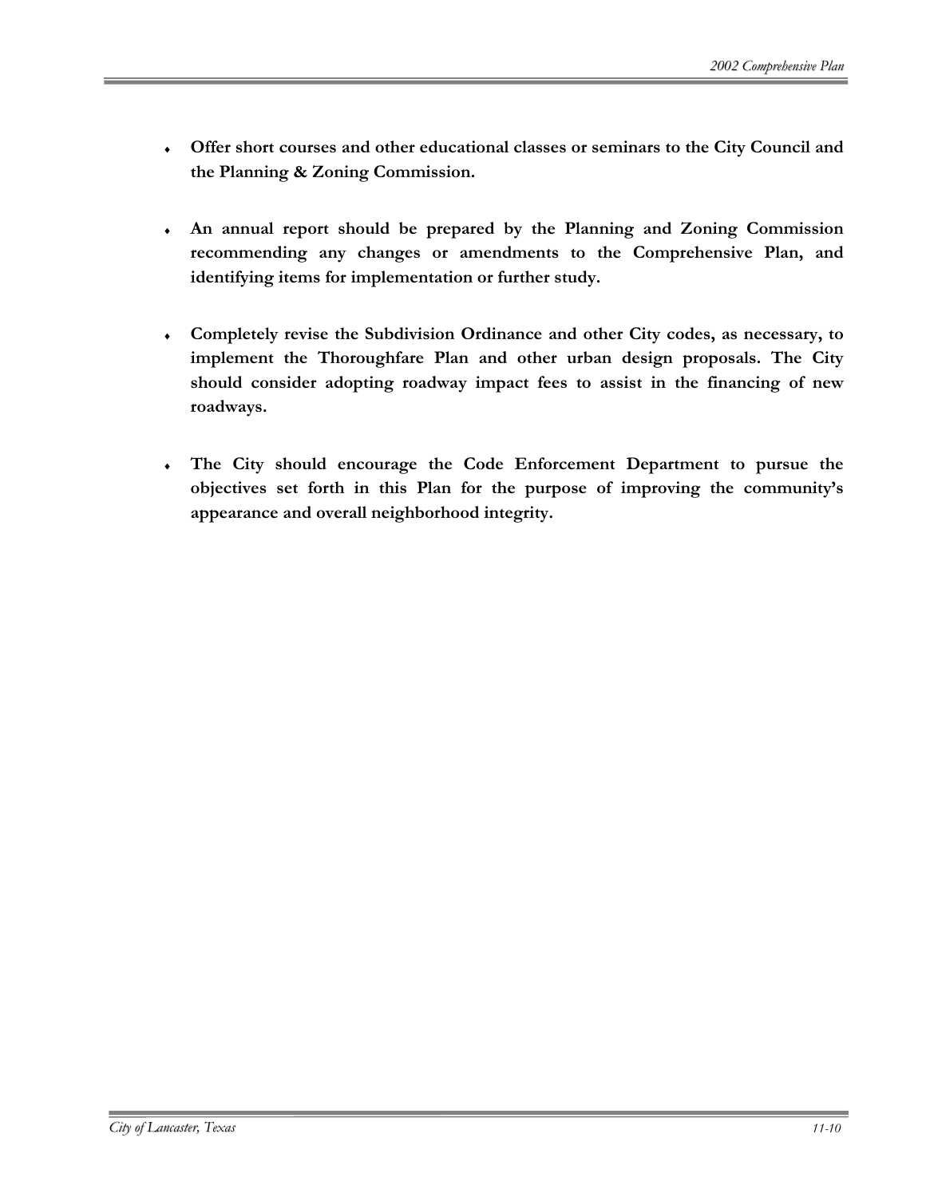- **Offer short courses and other educational classes or seminars to the City Council and the Planning & Zoning Commission.**

- **An annual report should be prepared by the Planning and Zoning Commission recommending any changes or amendments to the Comprehensive Plan, and identifying items for implementation or further study.**

- **Completely revise the Subdivision Ordinance and other City codes, as necessary, to implement the Thoroughfare Plan and other urban design proposals. The City should consider adopting roadway impact fees to assist in the financing of new roadways.**

- **The City should encourage the Code Enforcement Department to pursue the objectives set forth in this Plan for the purpose of improving the community's appearance and overall neighborhood integrity.**